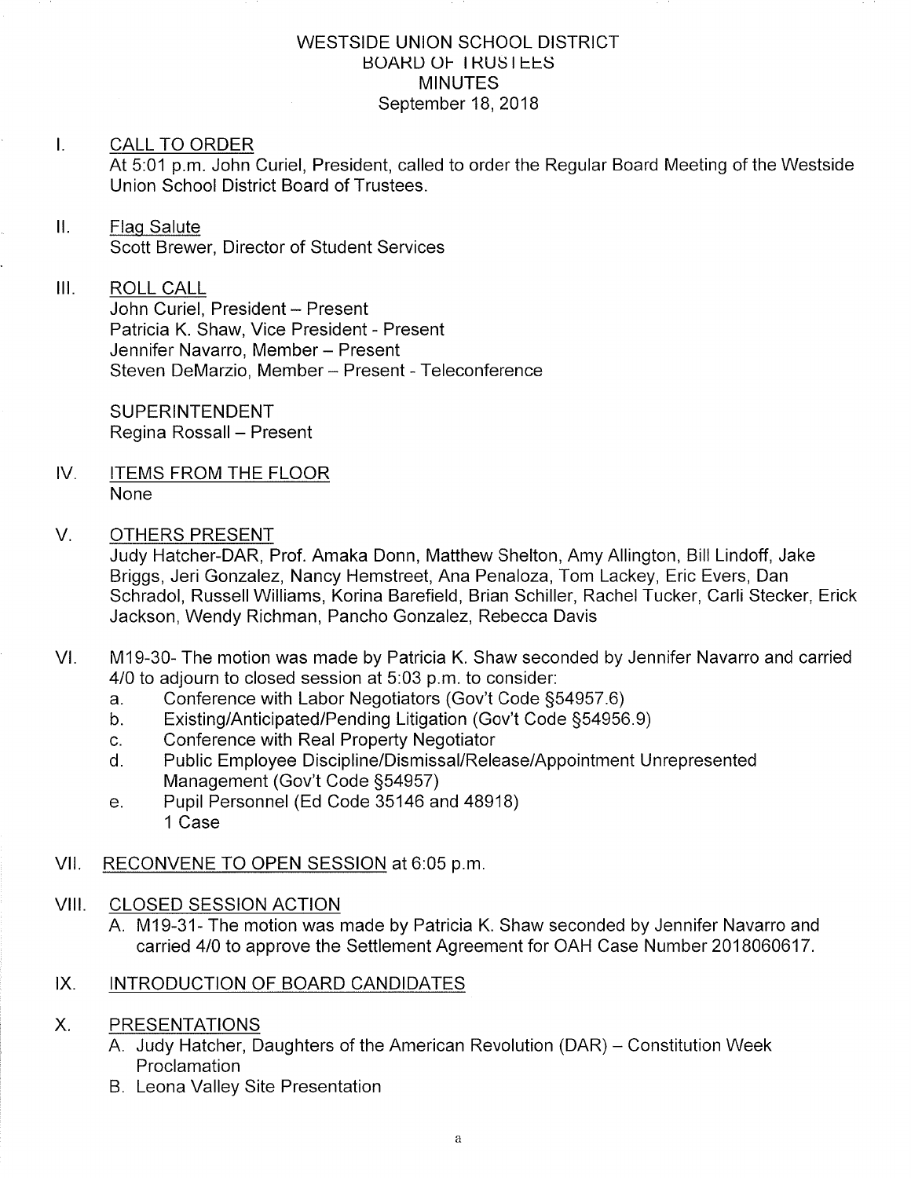# WESTSIDE UNION SCHOOL DISTRICT
## BOARD OF TRUSTEES
## MINUTES
### September 18, 2018

I. CALL TO ORDER

At 5:01 p.m. John Curiel, President, called to order the Regular Board Meeting of the Westside Union School District Board of Trustees.

II. Flag Salute

Scott Brewer, Director of Student Services

III. ROLL CALL

John Curiel, President – Present
Patricia K. Shaw, Vice President - Present
Jennifer Navarro, Member – Present
Steven DeMarzio, Member – Present - Teleconference

SUPERINTENDENT
Regina Rossall – Present

IV. ITEMS FROM THE FLOOR

None

V. OTHERS PRESENT

Judy Hatcher-DAR, Prof. Amaka Donn, Matthew Shelton, Amy Allington, Bill Lindoff, Jake Briggs, Jeri Gonzalez, Nancy Hemstreet, Ana Penaloza, Tom Lackey, Eric Evers, Dan Schradol, Russell Williams, Korina Barefield, Brian Schiller, Rachel Tucker, Carli Stecker, Erick Jackson, Wendy Richman, Pancho Gonzalez, Rebecca Davis

VI. M19-30- The motion was made by Patricia K. Shaw seconded by Jennifer Navarro and carried 4/0 to adjourn to closed session at 5:03 p.m. to consider:

a. Conference with Labor Negotiators (Gov't Code §54957.6)
b. Existing/Anticipated/Pending Litigation (Gov't Code §54956.9)
c. Conference with Real Property Negotiator
d. Public Employee Discipline/Dismissal/Release/Appointment Unrepresented Management (Gov't Code §54957)
e. Pupil Personnel (Ed Code 35146 and 48918)
   1 Case

VII. RECONVENE TO OPEN SESSION at 6:05 p.m.

VIII. CLOSED SESSION ACTION

A. M19-31- The motion was made by Patricia K. Shaw seconded by Jennifer Navarro and carried 4/0 to approve the Settlement Agreement for OAH Case Number 2018060617.

IX. INTRODUCTION OF BOARD CANDIDATES

X. PRESENTATIONS

A. Judy Hatcher, Daughters of the American Revolution (DAR) – Constitution Week Proclamation
B. Leona Valley Site Presentation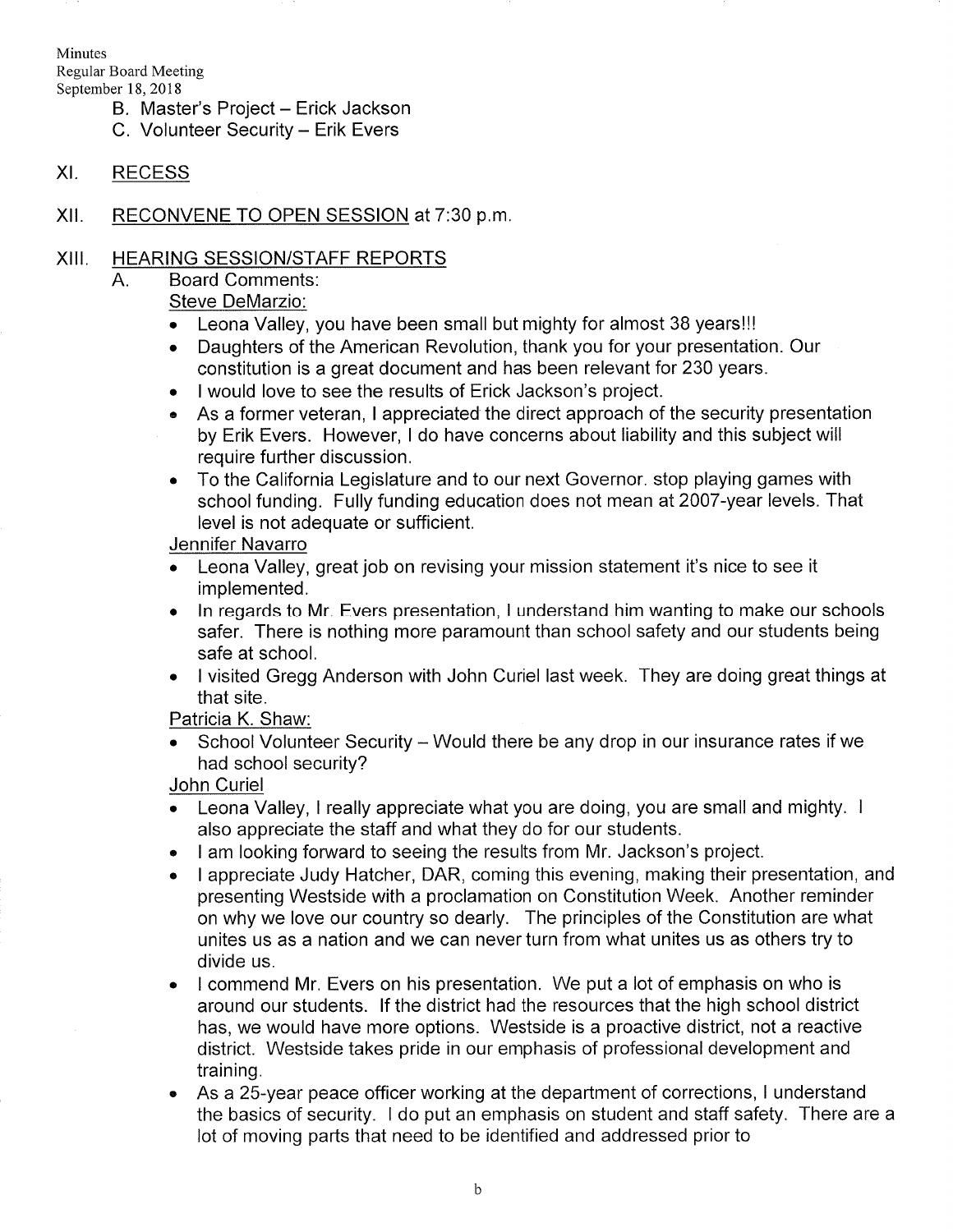B. Master's Project – Erick Jackson
C. Volunteer Security – Erik Evers

XI. RECESS

XII. RECONVENE TO OPEN SESSION at 7:30 p.m.

XIII. HEARING SESSION/STAFF REPORTS

A. Board Comments:

Steve DeMarzio:

- Leona Valley, you have been small but mighty for almost 38 years!!!
- Daughters of the American Revolution, thank you for your presentation. Our constitution is a great document and has been relevant for 230 years.
- I would love to see the results of Erick Jackson's project.
- As a former veteran, I appreciated the direct approach of the security presentation by Erik Evers. However, I do have concerns about liability and this subject will require further discussion.
- To the California Legislature and to our next Governor. stop playing games with school funding. Fully funding education does not mean at 2007-year levels. That level is not adequate or sufficient.

Jennifer Navarro

- Leona Valley, great job on revising your mission statement it's nice to see it implemented.
- In regards to Mr. Evers presentation, I understand him wanting to make our schools safer. There is nothing more paramount than school safety and our students being safe at school.
- I visited Gregg Anderson with John Curiel last week. They are doing great things at that site.

Patricia K. Shaw:

- School Volunteer Security – Would there be any drop in our insurance rates if we had school security?

John Curiel

- Leona Valley, I really appreciate what you are doing, you are small and mighty. I also appreciate the staff and what they do for our students.
- I am looking forward to seeing the results from Mr. Jackson's project.
- I appreciate Judy Hatcher, DAR, coming this evening, making their presentation, and presenting Westside with a proclamation on Constitution Week. Another reminder on why we love our country so dearly. The principles of the Constitution are what unites us as a nation and we can never turn from what unites us as others try to divide us.
- I commend Mr. Evers on his presentation. We put a lot of emphasis on who is around our students. If the district had the resources that the high school district has, we would have more options. Westside is a proactive district, not a reactive district. Westside takes pride in our emphasis of professional development and training.
- As a 25-year peace officer working at the department of corrections, I understand the basics of security. I do put an emphasis on student and staff safety. There are a lot of moving parts that need to be identified and addressed prior to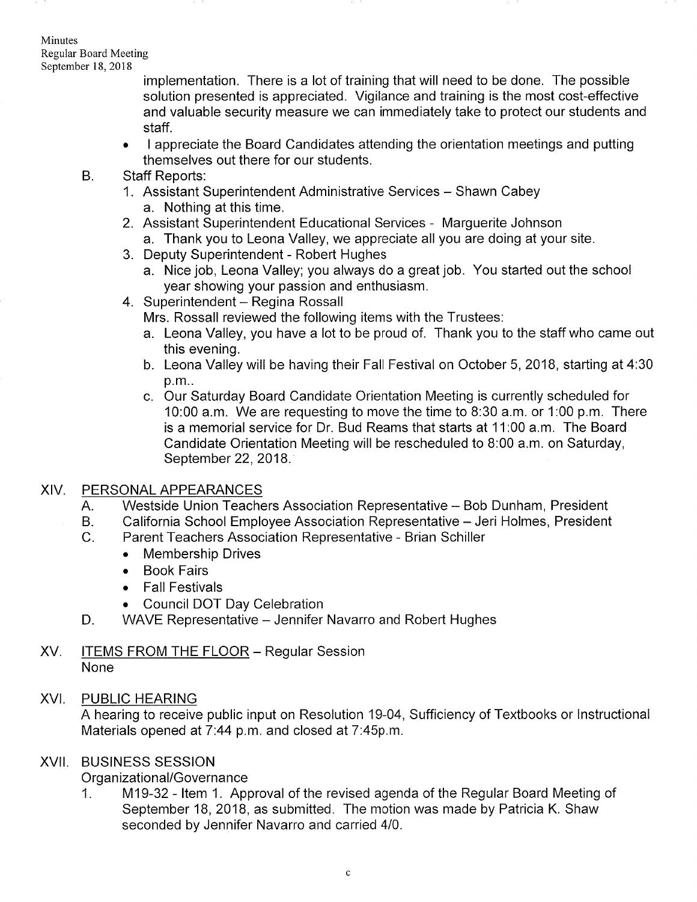implementation. There is a lot of training that will need to be done. The possible solution presented is appreciated. Vigilance and training is the most cost-effective and valuable security measure we can immediately take to protect our students and staff.

- I appreciate the Board Candidates attending the orientation meetings and putting themselves out there for our students.

B. Staff Reports:
1. Assistant Superintendent Administrative Services – Shawn Cabey
   a. Nothing at this time.
2. Assistant Superintendent Educational Services - Marguerite Johnson
   a. Thank you to Leona Valley, we appreciate all you are doing at your site.
3. Deputy Superintendent - Robert Hughes
   a. Nice job, Leona Valley; you always do a great job. You started out the school year showing your passion and enthusiasm.
4. Superintendent – Regina Rossall

   Mrs. Rossall reviewed the following items with the Trustees:
   a. Leona Valley, you have a lot to be proud of. Thank you to the staff who came out this evening.
   b. Leona Valley will be having their Fall Festival on October 5, 2018, starting at 4:30 p.m..
   c. Our Saturday Board Candidate Orientation Meeting is currently scheduled for 10:00 a.m. We are requesting to move the time to 8:30 a.m. or 1:00 p.m. There is a memorial service for Dr. Bud Reams that starts at 11:00 a.m. The Board Candidate Orientation Meeting will be rescheduled to 8:00 a.m. on Saturday, September 22, 2018.

## XIV. PERSONAL APPEARANCES

A. Westside Union Teachers Association Representative – Bob Dunham, President

B. California School Employee Association Representative – Jeri Holmes, President

C. Parent Teachers Association Representative - Brian Schiller
- Membership Drives
- Book Fairs
- Fall Festivals
- Council DOT Day Celebration

D. WAVE Representative – Jennifer Navarro and Robert Hughes

## XV. ITEMS FROM THE FLOOR – Regular Session

None

## XVI. PUBLIC HEARING

A hearing to receive public input on Resolution 19-04, Sufficiency of Textbooks or Instructional Materials opened at 7:44 p.m. and closed at 7:45p.m.

## XVII. BUSINESS SESSION

Organizational/Governance

1. M19-32 - Item 1. Approval of the revised agenda of the Regular Board Meeting of September 18, 2018, as submitted. The motion was made by Patricia K. Shaw seconded by Jennifer Navarro and carried 4/0.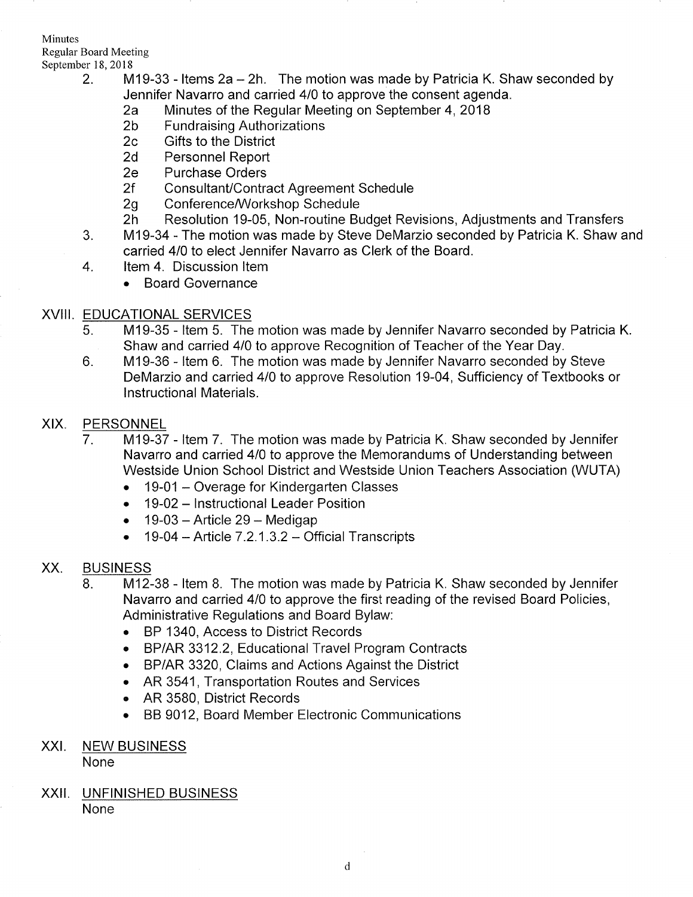2. M19-33 - Items 2a – 2h. The motion was made by Patricia K. Shaw seconded by Jennifer Navarro and carried 4/0 to approve the consent agenda.
   - 2a Minutes of the Regular Meeting on September 4, 2018
   - 2b Fundraising Authorizations
   - 2c Gifts to the District
   - 2d Personnel Report
   - 2e Purchase Orders
   - 2f Consultant/Contract Agreement Schedule
   - 2g Conference/Workshop Schedule
   - 2h Resolution 19-05, Non-routine Budget Revisions, Adjustments and Transfers
3. M19-34 - The motion was made by Steve DeMarzio seconded by Patricia K. Shaw and carried 4/0 to elect Jennifer Navarro as Clerk of the Board.
4. Item 4. Discussion Item
   - Board Governance

## XVIII. EDUCATIONAL SERVICES

5. M19-35 - Item 5. The motion was made by Jennifer Navarro seconded by Patricia K. Shaw and carried 4/0 to approve Recognition of Teacher of the Year Day.
6. M19-36 - Item 6. The motion was made by Jennifer Navarro seconded by Steve DeMarzio and carried 4/0 to approve Resolution 19-04, Sufficiency of Textbooks or Instructional Materials.

## XIX. PERSONNEL

7. M19-37 - Item 7. The motion was made by Patricia K. Shaw seconded by Jennifer Navarro and carried 4/0 to approve the Memorandums of Understanding between Westside Union School District and Westside Union Teachers Association (WUTA)
   - 19-01 – Overage for Kindergarten Classes
   - 19-02 – Instructional Leader Position
   - 19-03 – Article 29 – Medigap
   - 19-04 – Article 7.2.1.3.2 – Official Transcripts

## XX. BUSINESS

8. M12-38 - Item 8. The motion was made by Patricia K. Shaw seconded by Jennifer Navarro and carried 4/0 to approve the first reading of the revised Board Policies, Administrative Regulations and Board Bylaw:
   - BP 1340, Access to District Records
   - BP/AR 3312.2, Educational Travel Program Contracts
   - BP/AR 3320, Claims and Actions Against the District
   - AR 3541, Transportation Routes and Services
   - AR 3580, District Records
   - BB 9012, Board Member Electronic Communications

## XXI. NEW BUSINESS

None

## XXII. UNFINISHED BUSINESS

None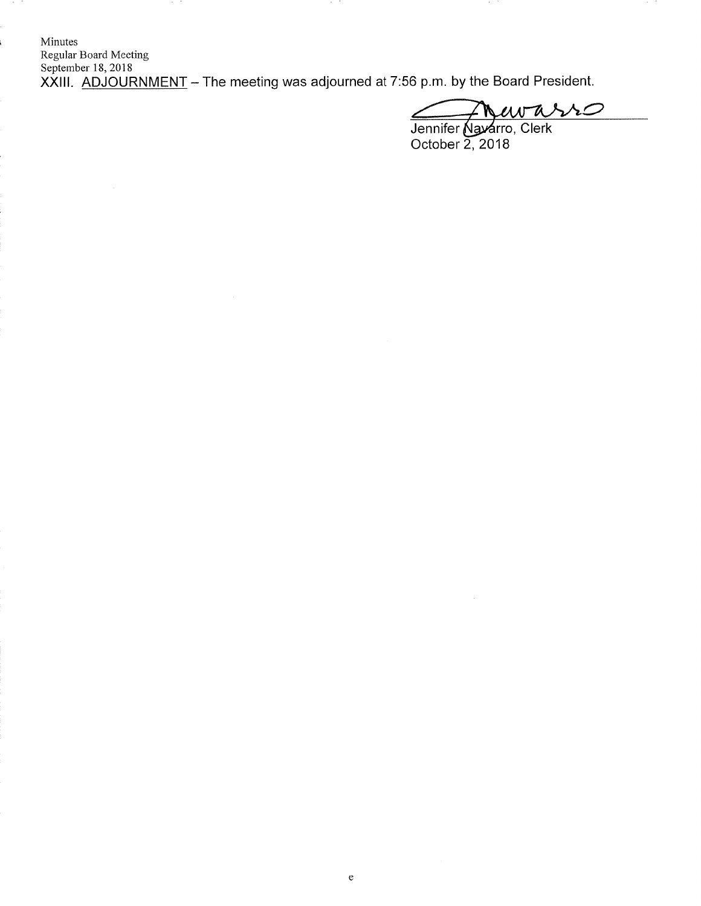XXIII. ADJOURNMENT – The meeting was adjourned at 7:56 p.m. by the Board President.

Jennifer Navarro, Clerk
October 2, 2018